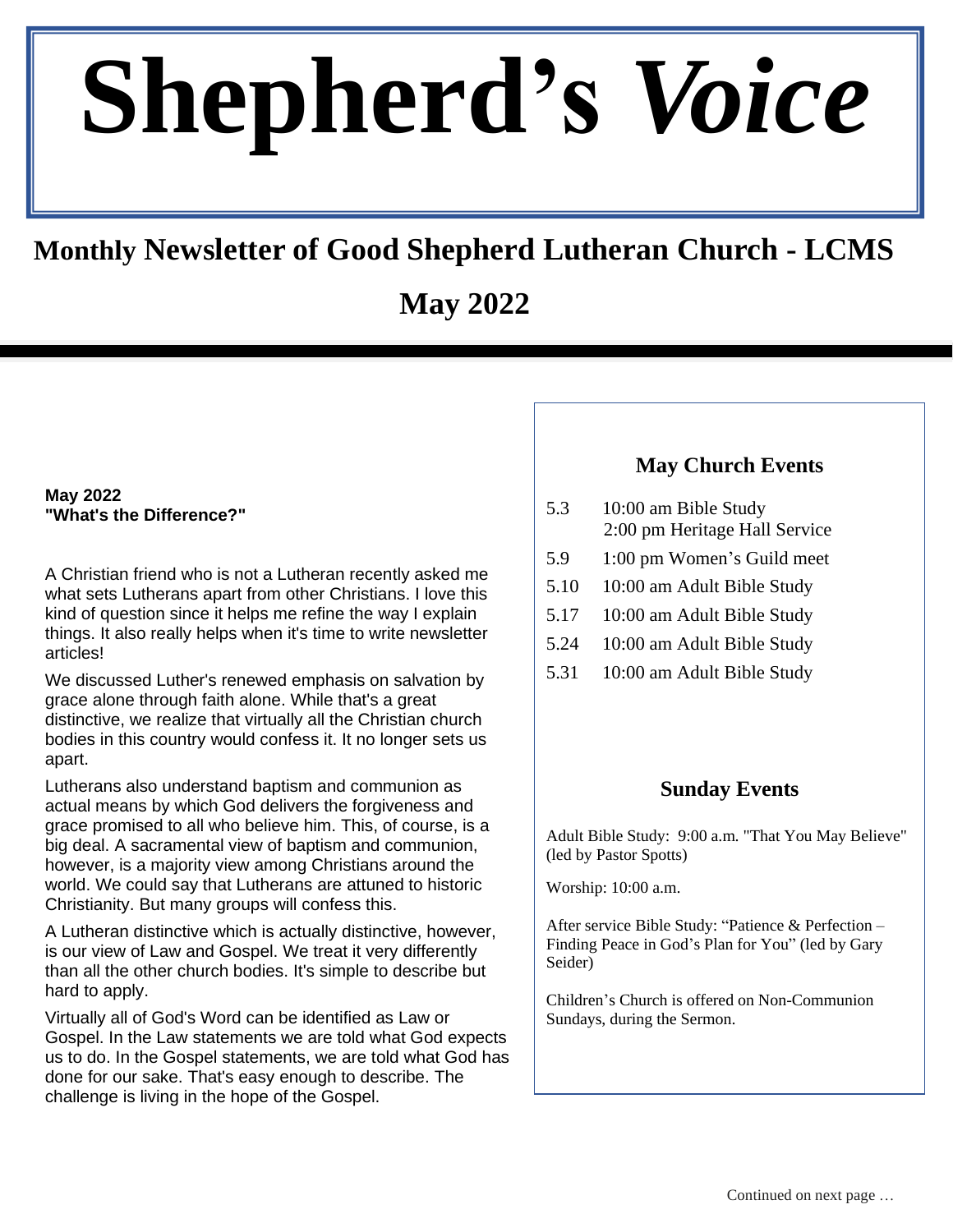# Shepherd's *Voice*

## Monthly Newsletter of Good Shepherd Lutheran Church - LCMS

## May 2022

**May 2022**
**"What's the Difference?"**

A Christian friend who is not a Lutheran recently asked me what sets Lutherans apart from other Christians. I love this kind of question since it helps me refine the way I explain things. It also really helps when it's time to write newsletter articles!

We discussed Luther's renewed emphasis on salvation by grace alone through faith alone. While that's a great distinctive, we realize that virtually all the Christian church bodies in this country would confess it. It no longer sets us apart.

Lutherans also understand baptism and communion as actual means by which God delivers the forgiveness and grace promised to all who believe him. This, of course, is a big deal. A sacramental view of baptism and communion, however, is a majority view among Christians around the world. We could say that Lutherans are attuned to historic Christianity. But many groups will confess this.

A Lutheran distinctive which is actually distinctive, however, is our view of Law and Gospel. We treat it very differently than all the other church bodies. It's simple to describe but hard to apply.

Virtually all of God's Word can be identified as Law or Gospel. In the Law statements we are told what God expects us to do. In the Gospel statements, we are told what God has done for our sake. That's easy enough to describe. The challenge is living in the hope of the Gospel.

Continued on next page …

### May Church Events

- 5.3 10:00 am Bible Study
  2:00 pm Heritage Hall Service
- 5.9 1:00 pm Women's Guild meet
- 5.10 10:00 am Adult Bible Study
- 5.17 10:00 am Adult Bible Study
- 5.24 10:00 am Adult Bible Study
- 5.31 10:00 am Adult Bible Study

### Sunday Events

Adult Bible Study: 9:00 a.m. "That You May Believe" (led by Pastor Spotts)

Worship: 10:00 a.m.

After service Bible Study: "Patience & Perfection – Finding Peace in God's Plan for You" (led by Gary Seider)

Children's Church is offered on Non-Communion Sundays, during the Sermon.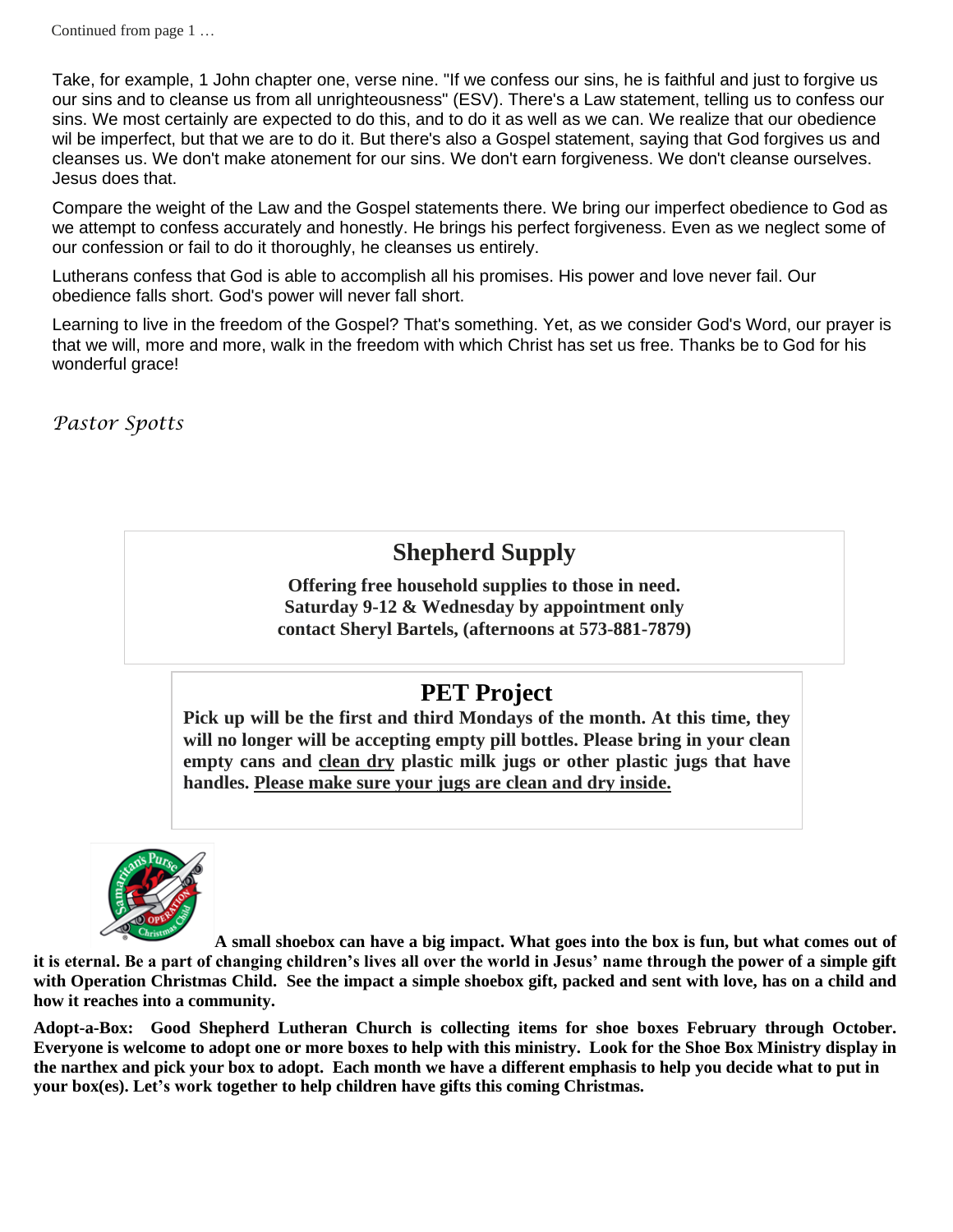Continued from page 1 …

Take, for example, 1 John chapter one, verse nine. "If we confess our sins, he is faithful and just to forgive us our sins and to cleanse us from all unrighteousness" (ESV). There's a Law statement, telling us to confess our sins. We most certainly are expected to do this, and to do it as well as we can. We realize that our obedience wil be imperfect, but that we are to do it. But there's also a Gospel statement, saying that God forgives us and cleanses us. We don't make atonement for our sins. We don't earn forgiveness. We don't cleanse ourselves. Jesus does that.

Compare the weight of the Law and the Gospel statements there. We bring our imperfect obedience to God as we attempt to confess accurately and honestly. He brings his perfect forgiveness. Even as we neglect some of our confession or fail to do it thoroughly, he cleanses us entirely.

Lutherans confess that God is able to accomplish all his promises. His power and love never fail. Our obedience falls short. God's power will never fall short.

Learning to live in the freedom of the Gospel? That's something. Yet, as we consider God's Word, our prayer is that we will, more and more, walk in the freedom with which Christ has set us free. Thanks be to God for his wonderful grace!

*Pastor Spotts*

## Shepherd Supply

**Offering free household supplies to those in need.**
**Saturday 9-12 & Wednesday by appointment only**
**contact Sheryl Bartels, (afternoons at 573-881-7879)**

## PET Project

**Pick up will be the first and third Mondays of the month. At this time, they will no longer will be accepting empty pill bottles. Please bring in your clean empty cans and <u>clean dry</u> plastic milk jugs or other plastic jugs that have handles. <u>Please make sure your jugs are clean and dry inside.</u>**

**A small shoebox can have a big impact. What goes into the box is fun, but what comes out of it is eternal. Be a part of changing children's lives all over the world in Jesus' name through the power of a simple gift with Operation Christmas Child. See the impact a simple shoebox gift, packed and sent with love, has on a child and how it reaches into a community.**

**Adopt-a-Box: Good Shepherd Lutheran Church is collecting items for shoe boxes February through October. Everyone is welcome to adopt one or more boxes to help with this ministry. Look for the Shoe Box Ministry display in the narthex and pick your box to adopt. Each month we have a different emphasis to help you decide what to put in your box(es). Let's work together to help children have gifts this coming Christmas.**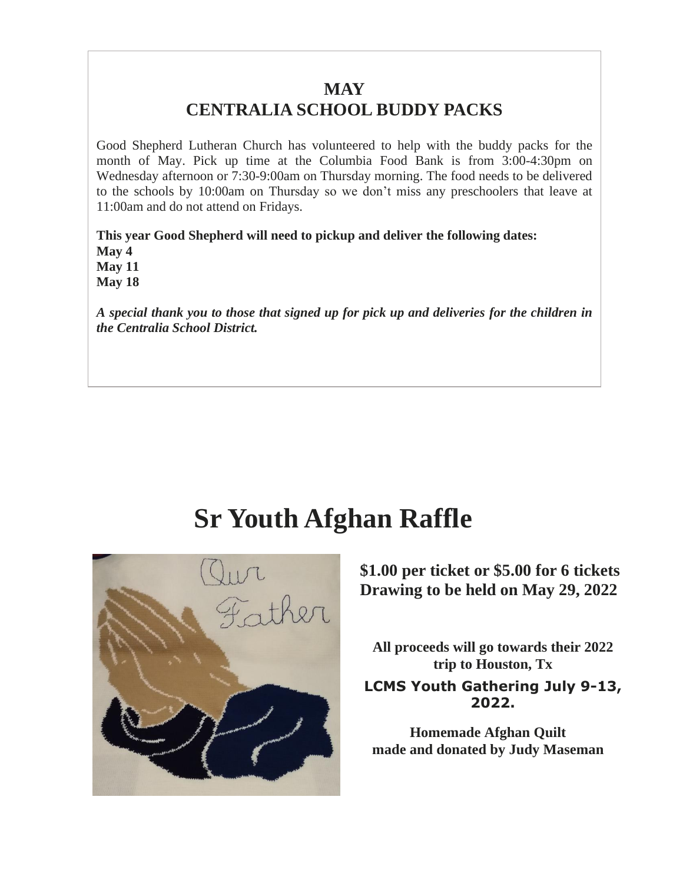## MAY
## CENTRALIA SCHOOL BUDDY PACKS

Good Shepherd Lutheran Church has volunteered to help with the buddy packs for the month of May. Pick up time at the Columbia Food Bank is from 3:00-4:30pm on Wednesday afternoon or 7:30-9:00am on Thursday morning. The food needs to be delivered to the schools by 10:00am on Thursday so we don't miss any preschoolers that leave at 11:00am and do not attend on Fridays.

**This year Good Shepherd will need to pickup and deliver the following dates:**
**May 4**
**May 11**
**May 18**

***A special thank you to those that signed up for pick up and deliveries for the children in the Centralia School District.***

# Sr Youth Afghan Raffle

**$1.00 per ticket or $5.00 for 6 tickets**
**Drawing to be held on May 29, 2022**

**All proceeds will go towards their 2022 trip to Houston, Tx**

**LCMS Youth Gathering July 9-13, 2022.**

**Homemade Afghan Quilt made and donated by Judy Maseman**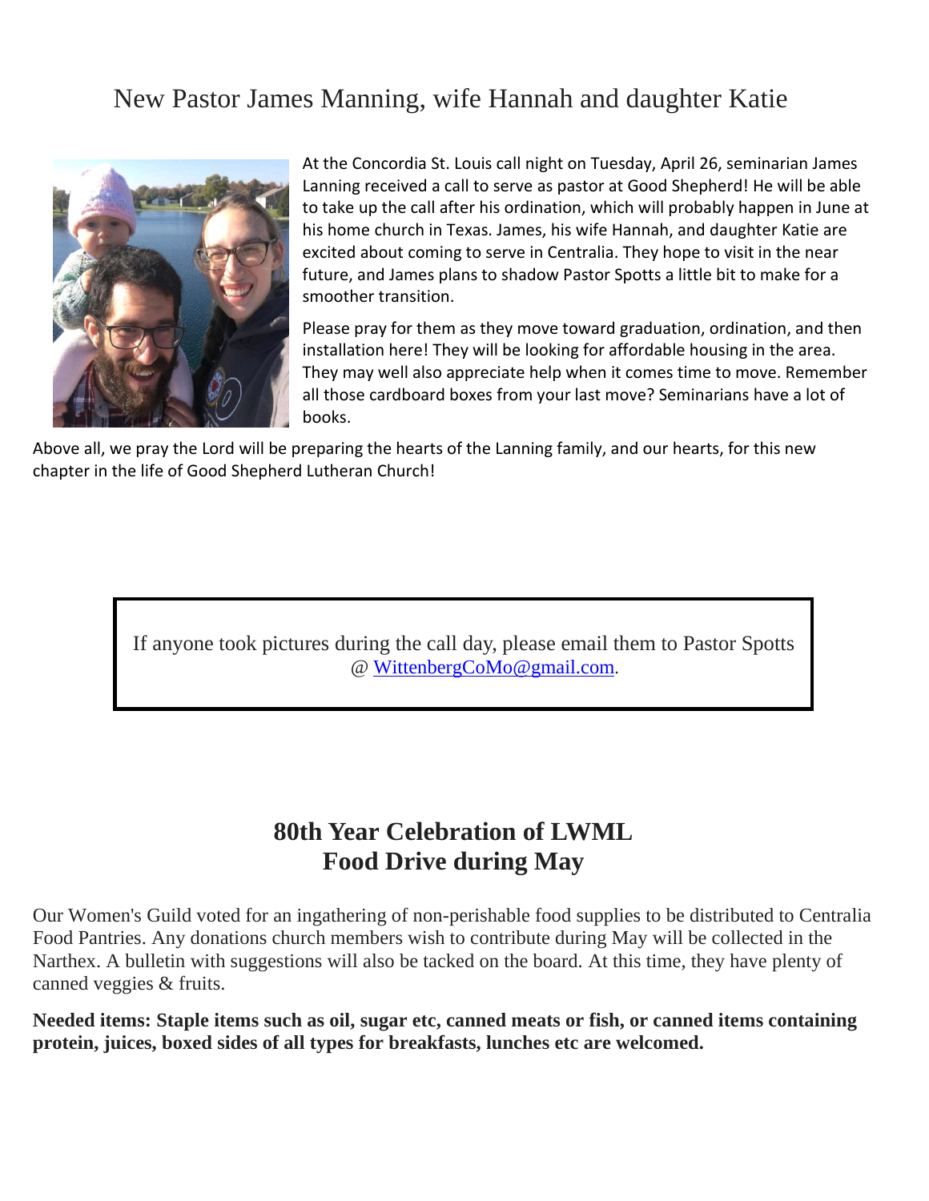# New Pastor James Manning, wife Hannah and daughter Katie

At the Concordia St. Louis call night on Tuesday, April 26, seminarian James Lanning received a call to serve as pastor at Good Shepherd! He will be able to take up the call after his ordination, which will probably happen in June at his home church in Texas. James, his wife Hannah, and daughter Katie are excited about coming to serve in Centralia. They hope to visit in the near future, and James plans to shadow Pastor Spotts a little bit to make for a smoother transition.

Please pray for them as they move toward graduation, ordination, and then installation here! They will be looking for affordable housing in the area. They may well also appreciate help when it comes time to move. Remember all those cardboard boxes from your last move? Seminarians have a lot of books.

Above all, we pray the Lord will be preparing the hearts of the Lanning family, and our hearts, for this new chapter in the life of Good Shepherd Lutheran Church!

> If anyone took pictures during the call day, please email them to Pastor Spotts @ WittenbergCoMo@gmail.com.

## 80th Year Celebration of LWML
## Food Drive during May

Our Women's Guild voted for an ingathering of non-perishable food supplies to be distributed to Centralia Food Pantries. Any donations church members wish to contribute during May will be collected in the Narthex. A bulletin with suggestions will also be tacked on the board. At this time, they have plenty of canned veggies & fruits.

**Needed items: Staple items such as oil, sugar etc, canned meats or fish, or canned items containing protein, juices, boxed sides of all types for breakfasts, lunches etc are welcomed.**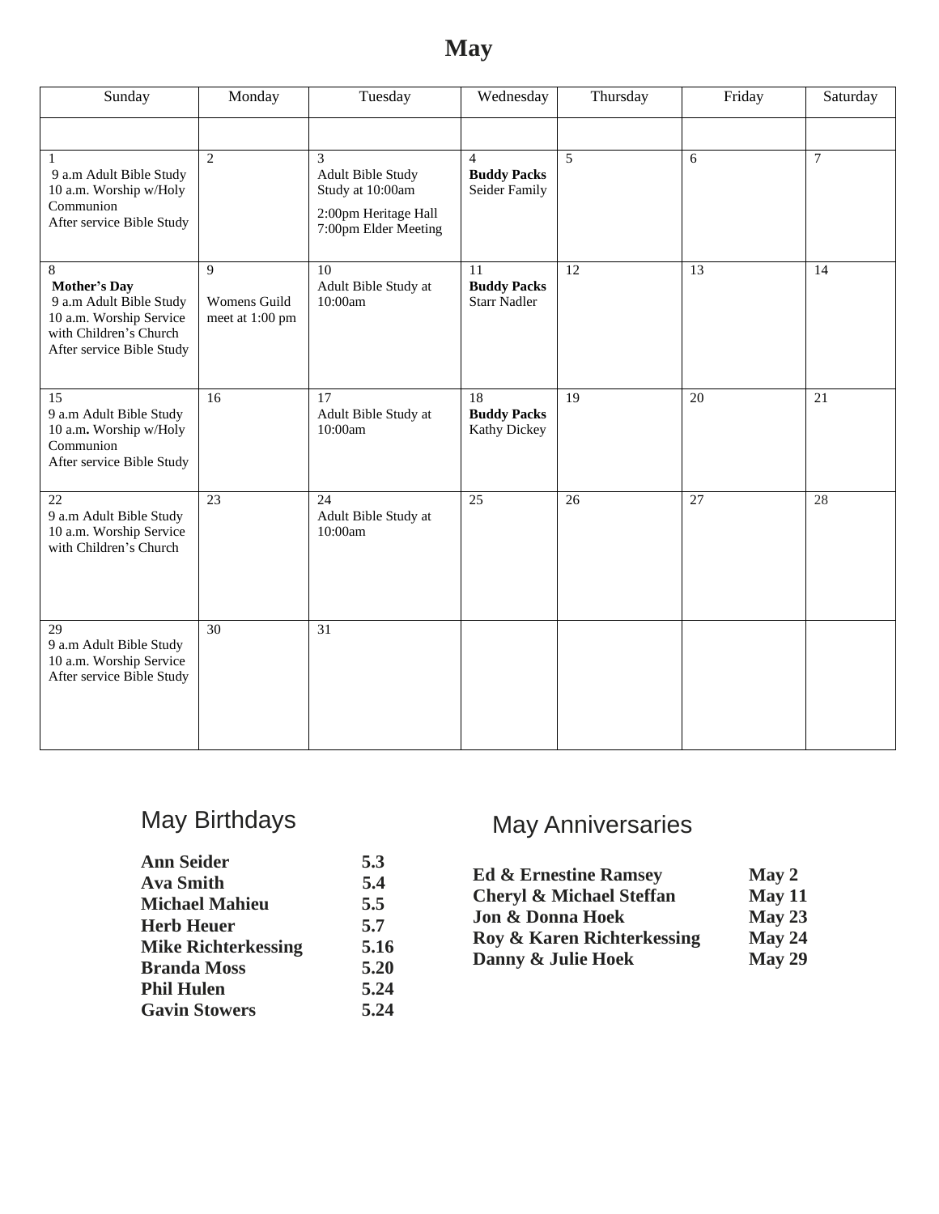# May

| Sunday | Monday | Tuesday | Wednesday | Thursday | Friday | Saturday |
|---|---|---|---|---|---|---|
| | | | | | | |
| 1<br>9 a.m Adult Bible Study<br>10 a.m. Worship w/Holy Communion<br>After service Bible Study | 2 | 3<br>Adult Bible Study<br>Study at 10:00am<br>2:00pm Heritage Hall<br>7:00pm Elder Meeting | 4<br>**Buddy Packs**<br>Seider Family | 5 | 6 | 7 |
| 8<br>**Mother's Day**<br>9 a.m Adult Bible Study<br>10 a.m. Worship Service with Children's Church<br>After service Bible Study | 9<br>Womens Guild meet at 1:00 pm | 10<br>Adult Bible Study at 10:00am | 11<br>**Buddy Packs**<br>Starr Nadler | 12 | 13 | 14 |
| 15<br>9 a.m Adult Bible Study<br>10 a.m. Worship w/Holy Communion<br>After service Bible Study | 16 | 17<br>Adult Bible Study at 10:00am | 18<br>**Buddy Packs**<br>Kathy Dickey | 19 | 20 | 21 |
| 22<br>9 a.m Adult Bible Study<br>10 a.m. Worship Service with Children's Church | 23 | 24<br>Adult Bible Study at 10:00am | 25 | 26 | 27 | 28 |
| 29<br>9 a.m Adult Bible Study<br>10 a.m. Worship Service<br>After service Bible Study | 30 | 31 | | | | |

## May Birthdays

| | |
|---|---|
| **Ann Seider** | **5.3** |
| **Ava Smith** | **5.4** |
| **Michael Mahieu** | **5.5** |
| **Herb Heuer** | **5.7** |
| **Mike Richterkessing** | **5.16** |
| **Branda Moss** | **5.20** |
| **Phil Hulen** | **5.24** |
| **Gavin Stowers** | **5.24** |

## May Anniversaries

| | |
|---|---|
| **Ed & Ernestine Ramsey** | **May 2** |
| **Cheryl & Michael Steffan** | **May 11** |
| **Jon & Donna Hoek** | **May 23** |
| **Roy & Karen Richterkessing** | **May 24** |
| **Danny & Julie Hoek** | **May 29** |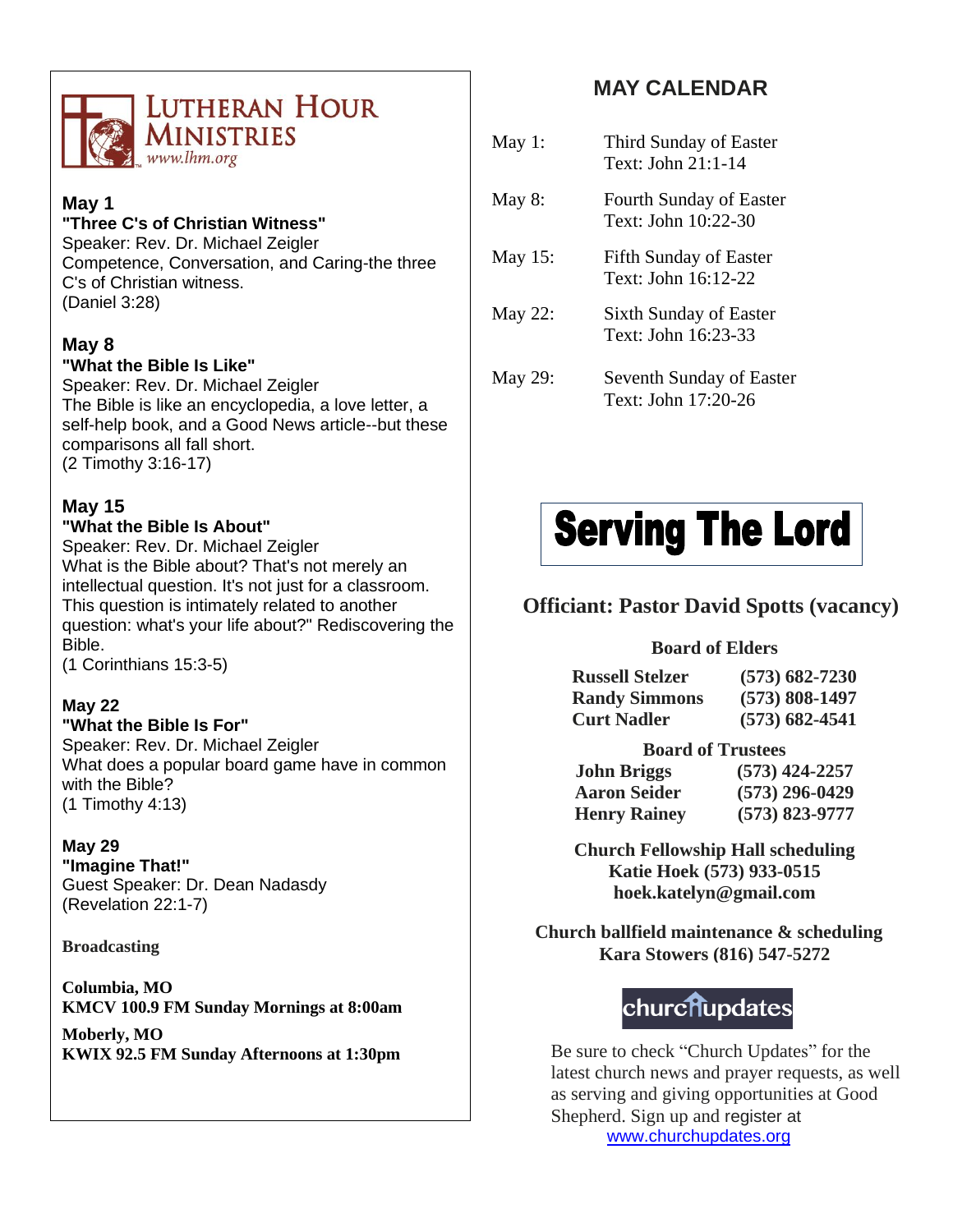# Lutheran Hour Ministries

www.lhm.org

**May 1**
**"Three C's of Christian Witness"**
Speaker: Rev. Dr. Michael Zeigler
Competence, Conversation, and Caring-the three C's of Christian witness.
(Daniel 3:28)

**May 8**
**"What the Bible Is Like"**
Speaker: Rev. Dr. Michael Zeigler
The Bible is like an encyclopedia, a love letter, a self-help book, and a Good News article--but these comparisons all fall short.
(2 Timothy 3:16-17)

**May 15**
**"What the Bible Is About"**
Speaker: Rev. Dr. Michael Zeigler
What is the Bible about? That's not merely an intellectual question. It's not just for a classroom. This question is intimately related to another question: what's your life about?" Rediscovering the Bible.
(1 Corinthians 15:3-5)

**May 22**
**"What the Bible Is For"**
Speaker: Rev. Dr. Michael Zeigler
What does a popular board game have in common with the Bible?
(1 Timothy 4:13)

**May 29**
**"Imagine That!"**
Guest Speaker: Dr. Dean Nadasdy
(Revelation 22:1-7)

**Broadcasting**

**Columbia, MO**
**KMCV 100.9 FM Sunday Mornings at 8:00am**

**Moberly, MO**
**KWIX 92.5 FM Sunday Afternoons at 1:30pm**

## MAY CALENDAR

| | |
|---|---|
| May 1: | Third Sunday of Easter<br>Text: John 21:1-14 |
| May 8: | Fourth Sunday of Easter<br>Text: John 10:22-30 |
| May 15: | Fifth Sunday of Easter<br>Text: John 16:12-22 |
| May 22: | Sixth Sunday of Easter<br>Text: John 16:23-33 |
| May 29: | Seventh Sunday of Easter<br>Text: John 17:20-26 |

# Serving The Lord

## Officiant: Pastor David Spotts (vacancy)

**Board of Elders**

| | |
|---|---|
| **Russell Stelzer** | **(573) 682-7230** |
| **Randy Simmons** | **(573) 808-1497** |
| **Curt Nadler** | **(573) 682-4541** |

**Board of Trustees**

| | |
|---|---|
| **John Briggs** | **(573) 424-2257** |
| **Aaron Seider** | **(573) 296-0429** |
| **Henry Rainey** | **(573) 823-9777** |

**Church Fellowship Hall scheduling**
**Katie Hoek (573) 933-0515**
**hoek.katelyn@gmail.com**

**Church ballfield maintenance & scheduling**
**Kara Stowers (816) 547-5272**

churchupdates

Be sure to check "Church Updates" for the latest church news and prayer requests, as well as serving and giving opportunities at Good Shepherd. Sign up and register at www.churchupdates.org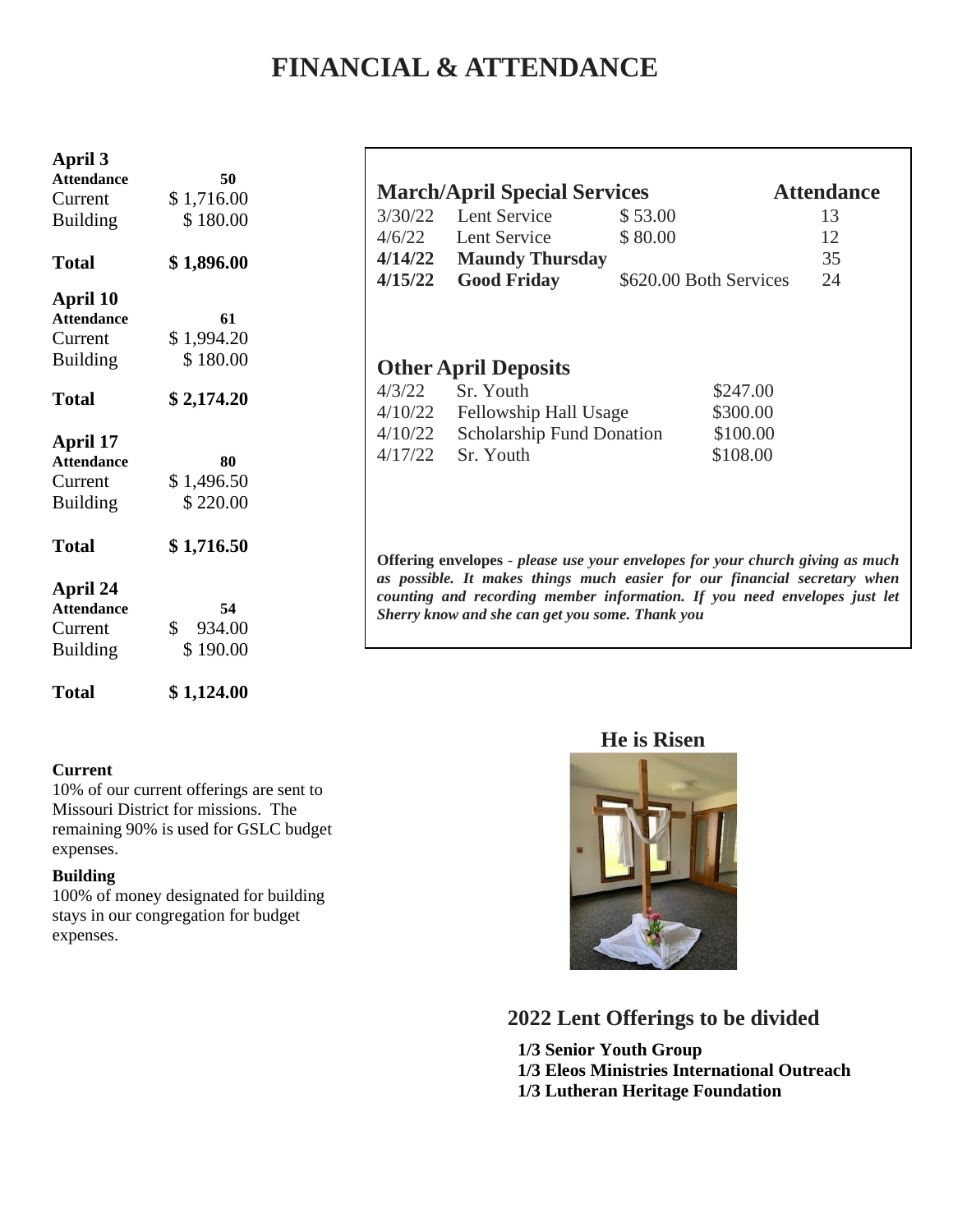# FINANCIAL & ATTENDANCE

**April 3**

| | |
|---|---|
| **Attendance** | **50** |
| Current | $ 1,716.00 |
| Building | $ 180.00 |
| **Total** | **$ 1,896.00** |

**April 10**

| | |
|---|---|
| **Attendance** | **61** |
| Current | $ 1,994.20 |
| Building | $ 180.00 |
| **Total** | **$ 2,174.20** |

**April 17**

| | |
|---|---|
| **Attendance** | **80** |
| Current | $ 1,496.50 |
| Building | $ 220.00 |
| **Total** | **$ 1,716.50** |

**April 24**

| | |
|---|---|
| **Attendance** | **54** |
| Current | $ 934.00 |
| Building | $ 190.00 |
| **Total** | **$ 1,124.00** |

**Current**
10% of our current offerings are sent to Missouri District for missions. The remaining 90% is used for GSLC budget expenses.

**Building**
100% of money designated for building stays in our congregation for budget expenses.

## March/April Special Services

| Date | Service | Offering | Attendance |
|---|---|---|---|
| 3/30/22 | Lent Service | $ 53.00 | 13 |
| 4/6/22 | Lent Service | $ 80.00 | 12 |
| **4/14/22** | **Maundy Thursday** | | 35 |
| **4/15/22** | **Good Friday** | $620.00 Both Services | 24 |

## Other April Deposits

| Date | Description | Amount |
|---|---|---|
| 4/3/22 | Sr. Youth | $247.00 |
| 4/10/22 | Fellowship Hall Usage | $300.00 |
| 4/10/22 | Scholarship Fund Donation | $100.00 |
| 4/17/22 | Sr. Youth | $108.00 |

**Offering envelopes** - ***please use your envelopes for your church giving as much as possible. It makes things much easier for our financial secretary when counting and recording member information. If you need envelopes just let Sherry know and she can get you some. Thank you***

**He is Risen**

## 2022 Lent Offerings to be divided

**1/3 Senior Youth Group**
**1/3 Eleos Ministries International Outreach**
**1/3 Lutheran Heritage Foundation**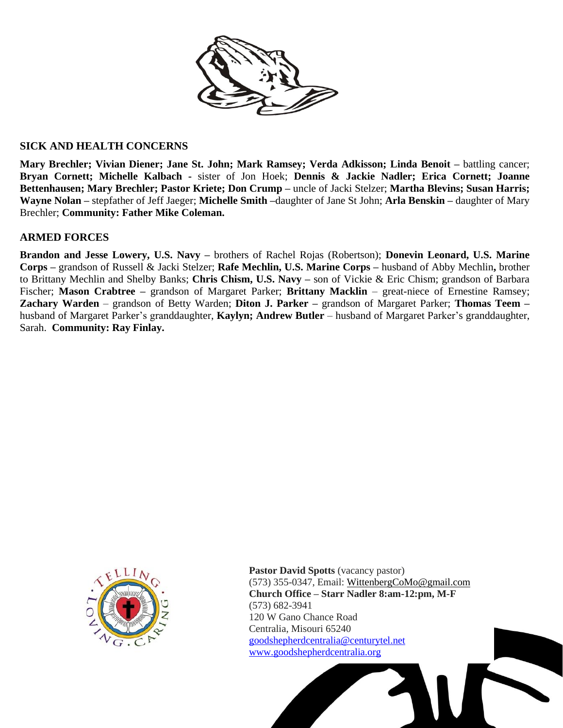## SICK AND HEALTH CONCERNS

**Mary Brechler; Vivian Diener; Jane St. John; Mark Ramsey; Verda Adkisson; Linda Benoit –** battling cancer; **Bryan Cornett; Michelle Kalbach -** sister of Jon Hoek; **Dennis & Jackie Nadler; Erica Cornett; Joanne Bettenhausen; Mary Brechler; Pastor Kriete; Don Crump –** uncle of Jacki Stelzer; **Martha Blevins; Susan Harris; Wayne Nolan –** stepfather of Jeff Jaeger; **Michelle Smith –**daughter of Jane St John; **Arla Benskin –** daughter of Mary Brechler; **Community: Father Mike Coleman.**

## ARMED FORCES

**Brandon and Jesse Lowery, U.S. Navy –** brothers of Rachel Rojas (Robertson); **Donevin Leonard, U.S. Marine Corps –** grandson of Russell & Jacki Stelzer; **Rafe Mechlin, U.S. Marine Corps –** husband of Abby Mechlin**,** brother to Brittany Mechlin and Shelby Banks; **Chris Chism, U.S. Navy –** son of Vickie & Eric Chism; grandson of Barbara Fischer; **Mason Crabtree –** grandson of Margaret Parker; **Brittany Macklin** – great-niece of Ernestine Ramsey; **Zachary Warden** – grandson of Betty Warden; **Diton J. Parker –** grandson of Margaret Parker; **Thomas Teem –** husband of Margaret Parker's granddaughter, **Kaylyn; Andrew Butler** – husband of Margaret Parker's granddaughter, Sarah. **Community: Ray Finlay.**

TELLING · LOVING · CARING

**Pastor David Spotts** (vacancy pastor)
(573) 355-0347, Email: WittenbergCoMo@gmail.com
**Church Office – Starr Nadler 8:am-12:pm, M-F**
(573) 682-3941
120 W Gano Chance Road
Centralia, Misouri 65240
goodshepherdcentralia@centurytel.net
www.goodshepherdcentralia.org